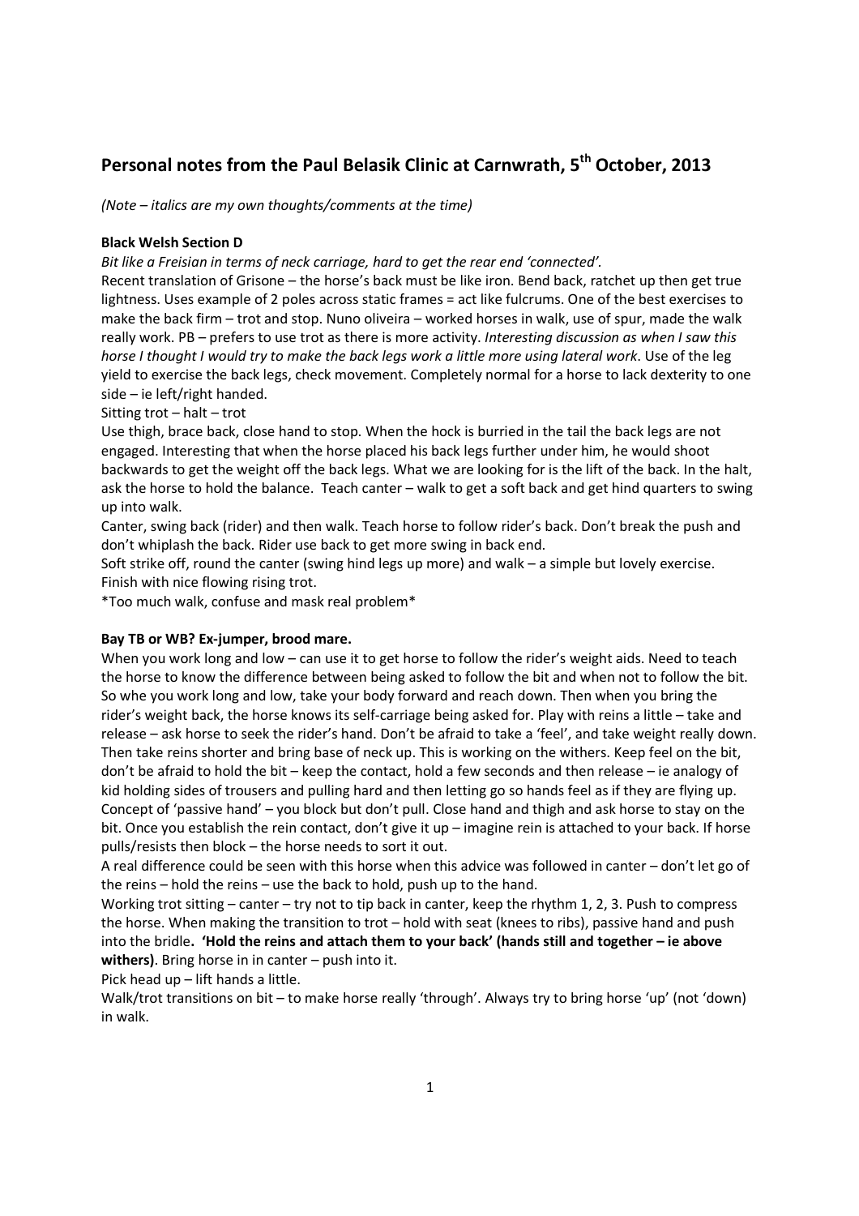# Personal notes from the Paul Belasik Clinic at Carnwrath, 5th October, 2013

*(Note – italics are my own thoughts/comments at the time)*

**Black Welsh Section D**

*Bit like a Freisian in terms of neck carriage, hard to get the rear end 'connected'.*

Recent translation of Grisone – the horse's back must be like iron. Bend back, ratchet up then get true lightness. Uses example of 2 poles across static frames = act like fulcrums. One of the best exercises to make the back firm – trot and stop. Nuno oliveira – worked horses in walk, use of spur, made the walk really work. PB – prefers to use trot as there is more activity. *Interesting discussion as when I saw this horse I thought I would try to make the back legs work a little more using lateral work*. Use of the leg yield to exercise the back legs, check movement. Completely normal for a horse to lack dexterity to one side – ie left/right handed.

Sitting trot – halt – trot

Use thigh, brace back, close hand to stop. When the hock is burried in the tail the back legs are not engaged. Interesting that when the horse placed his back legs further under him, he would shoot backwards to get the weight off the back legs. What we are looking for is the lift of the back. In the halt, ask the horse to hold the balance. Teach canter – walk to get a soft back and get hind quarters to swing up into walk.

Canter, swing back (rider) and then walk. Teach horse to follow rider's back. Don't break the push and don't whiplash the back. Rider use back to get more swing in back end.

Soft strike off, round the canter (swing hind legs up more) and walk – a simple but lovely exercise. Finish with nice flowing rising trot.

*Too much walk, confuse and mask real problem*

**Bay TB or WB? Ex-jumper, brood mare.**

When you work long and low – can use it to get horse to follow the rider's weight aids. Need to teach the horse to know the difference between being asked to follow the bit and when not to follow the bit. So whe you work long and low, take your body forward and reach down. Then when you bring the rider's weight back, the horse knows its self-carriage being asked for. Play with reins a little – take and release – ask horse to seek the rider's hand. Don't be afraid to take a 'feel', and take weight really down. Then take reins shorter and bring base of neck up. This is working on the withers. Keep feel on the bit, don't be afraid to hold the bit – keep the contact, hold a few seconds and then release – ie analogy of kid holding sides of trousers and pulling hard and then letting go so hands feel as if they are flying up. Concept of 'passive hand' – you block but don't pull. Close hand and thigh and ask horse to stay on the bit. Once you establish the rein contact, don't give it up – imagine rein is attached to your back. If horse pulls/resists then block – the horse needs to sort it out.

A real difference could be seen with this horse when this advice was followed in canter – don't let go of the reins – hold the reins – use the back to hold, push up to the hand.

Working trot sitting – canter – try not to tip back in canter, keep the rhythm 1, 2, 3. Push to compress the horse. When making the transition to trot – hold with seat (knees to ribs), passive hand and push into the bridle**. 'Hold the reins and attach them to your back' (hands still and together – ie above withers)**. Bring horse in in canter – push into it.

Pick head up – lift hands a little.

Walk/trot transitions on bit – to make horse really 'through'. Always try to bring horse 'up' (not 'down) in walk.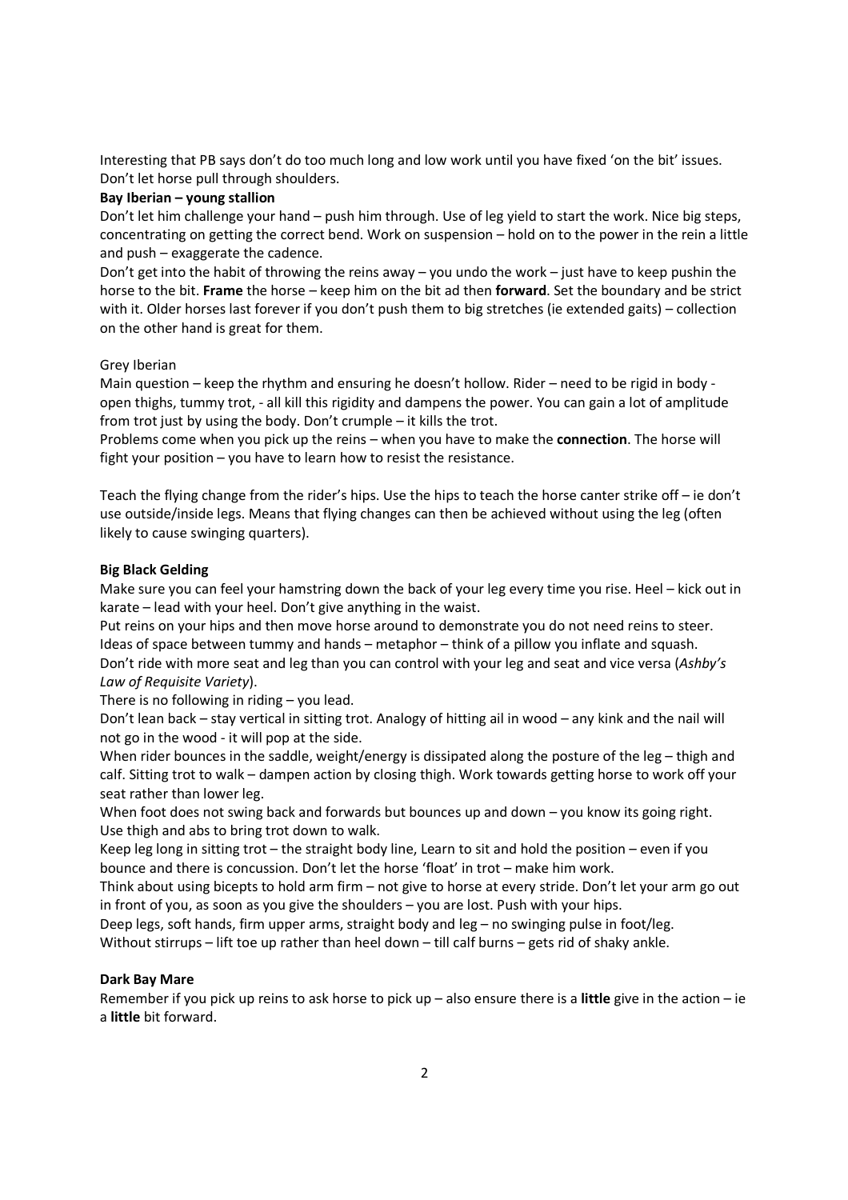Interesting that PB says don't do too much long and low work until you have fixed 'on the bit' issues. Don't let horse pull through shoulders.

**Bay Iberian – young stallion**

Don't let him challenge your hand – push him through. Use of leg yield to start the work. Nice big steps, concentrating on getting the correct bend. Work on suspension – hold on to the power in the rein a little and push – exaggerate the cadence.

Don't get into the habit of throwing the reins away – you undo the work – just have to keep pushin the horse to the bit. **Frame** the horse – keep him on the bit ad then **forward**. Set the boundary and be strict with it. Older horses last forever if you don't push them to big stretches (ie extended gaits) – collection on the other hand is great for them.

Grey Iberian

Main question – keep the rhythm and ensuring he doesn't hollow. Rider – need to be rigid in body - open thighs, tummy trot, - all kill this rigidity and dampens the power. You can gain a lot of amplitude from trot just by using the body. Don't crumple – it kills the trot.

Problems come when you pick up the reins – when you have to make the **connection**. The horse will fight your position – you have to learn how to resist the resistance.

Teach the flying change from the rider's hips. Use the hips to teach the horse canter strike off – ie don't use outside/inside legs. Means that flying changes can then be achieved without using the leg (often likely to cause swinging quarters).

**Big Black Gelding**

Make sure you can feel your hamstring down the back of your leg every time you rise. Heel – kick out in karate – lead with your heel. Don't give anything in the waist.

Put reins on your hips and then move horse around to demonstrate you do not need reins to steer.

Ideas of space between tummy and hands – metaphor – think of a pillow you inflate and squash.

Don't ride with more seat and leg than you can control with your leg and seat and vice versa (*Ashby's Law of Requisite Variety*).

There is no following in riding – you lead.

Don't lean back – stay vertical in sitting trot. Analogy of hitting ail in wood – any kink and the nail will not go in the wood - it will pop at the side.

When rider bounces in the saddle, weight/energy is dissipated along the posture of the leg – thigh and calf. Sitting trot to walk – dampen action by closing thigh. Work towards getting horse to work off your seat rather than lower leg.

When foot does not swing back and forwards but bounces up and down – you know its going right.

Use thigh and abs to bring trot down to walk.

Keep leg long in sitting trot – the straight body line, Learn to sit and hold the position – even if you bounce and there is concussion. Don't let the horse 'float' in trot – make him work.

Think about using biceps to hold arm firm – not give to horse at every stride. Don't let your arm go out in front of you, as soon as you give the shoulders – you are lost. Push with your hips.

Deep legs, soft hands, firm upper arms, straight body and leg – no swinging pulse in foot/leg.

Without stirrups – lift toe up rather than heel down – till calf burns – gets rid of shaky ankle.

**Dark Bay Mare**

Remember if you pick up reins to ask horse to pick up – also ensure there is a **little** give in the action – ie a **little** bit forward.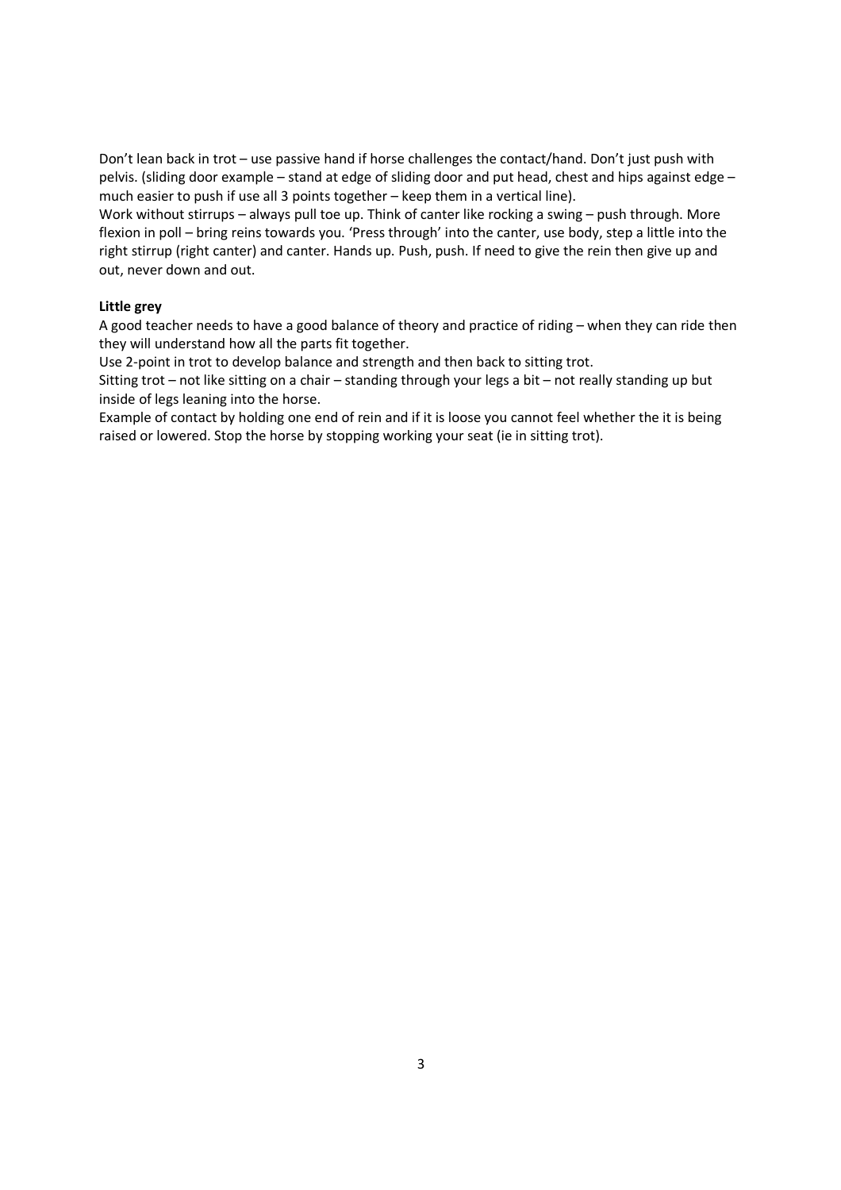Don't lean back in trot – use passive hand if horse challenges the contact/hand. Don't just push with pelvis. (sliding door example – stand at edge of sliding door and put head, chest and hips against edge – much easier to push if use all 3 points together – keep them in a vertical line).

Work without stirrups – always pull toe up. Think of canter like rocking a swing – push through. More flexion in poll – bring reins towards you. 'Press through' into the canter, use body, step a little into the right stirrup (right canter) and canter. Hands up. Push, push. If need to give the rein then give up and out, never down and out.

**Little grey**

A good teacher needs to have a good balance of theory and practice of riding – when they can ride then they will understand how all the parts fit together.

Use 2-point in trot to develop balance and strength and then back to sitting trot.

Sitting trot – not like sitting on a chair – standing through your legs a bit – not really standing up but inside of legs leaning into the horse.

Example of contact by holding one end of rein and if it is loose you cannot feel whether the it is being raised or lowered. Stop the horse by stopping working your seat (ie in sitting trot).